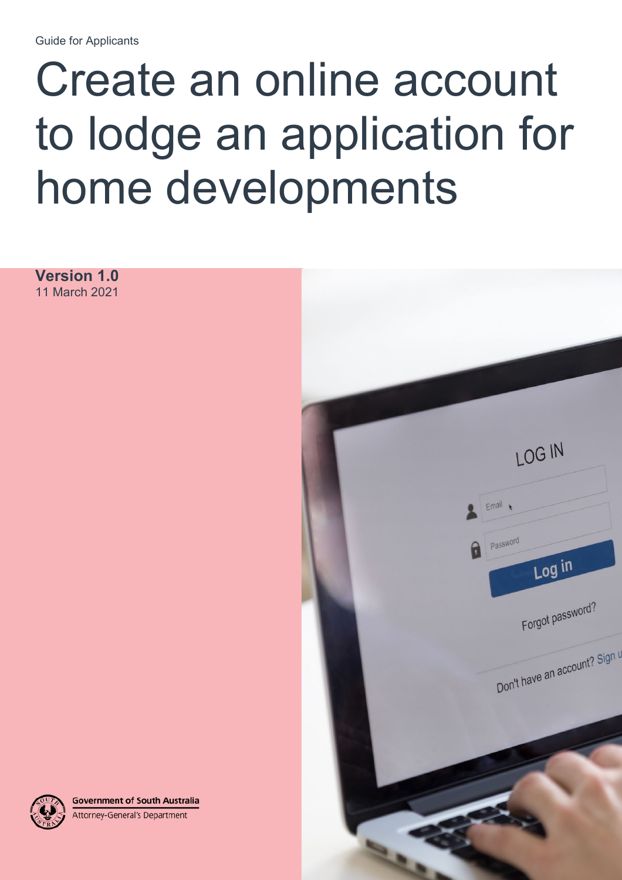Guide for Applicants

# Create an online account to lodge an application for home developments

**Version 1.0**
11 March 2021

Government of South Australia
Attorney-General's Department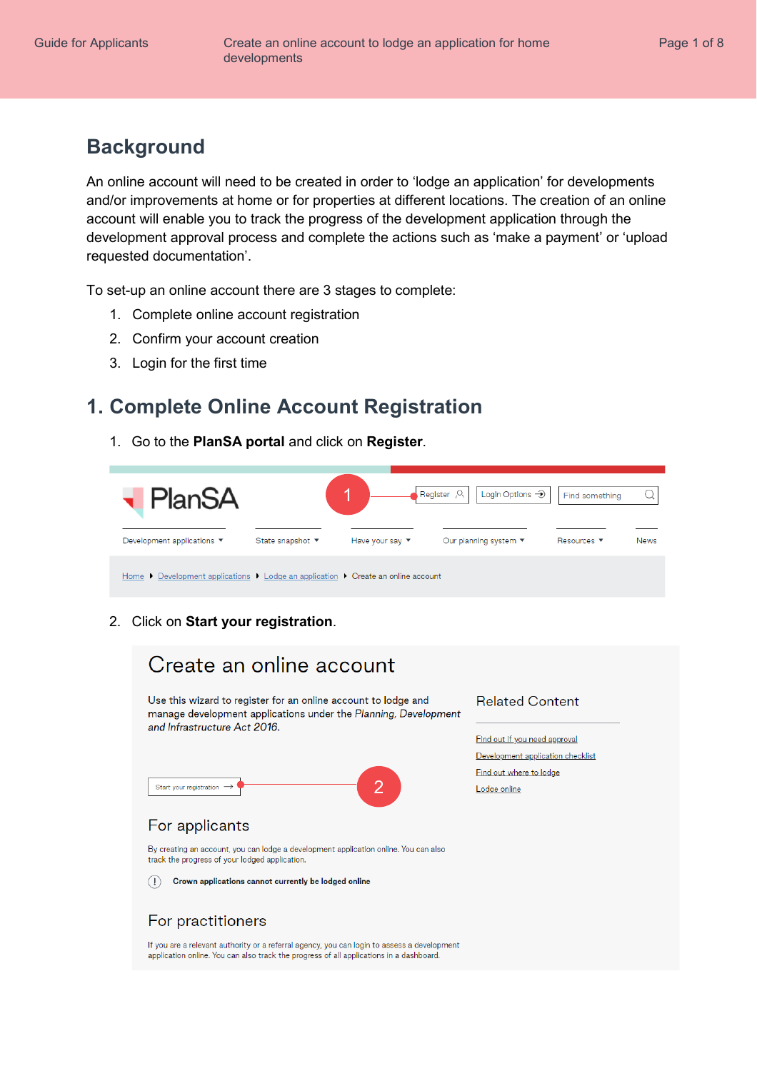## Background

An online account will need to be created in order to 'lodge an application' for developments and/or improvements at home or for properties at different locations. The creation of an online account will enable you to track the progress of the development application through the development approval process and complete the actions such as 'make a payment' or 'upload requested documentation'.

To set-up an online account there are 3 stages to complete:

1. Complete online account registration
2. Confirm your account creation
3. Login for the first time

## 1. Complete Online Account Registration

1. Go to the **PlanSA portal** and click on **Register**.

PlanSA

1

Register | Login Options | Find something

Development applications ▾ | State snapshot ▾ | Have your say ▾ | Our planning system ▾ | Resources ▾ | News

Home ▸ Development applications ▸ Lodge an application ▸ Create an online account

2. Click on **Start your registration**.

Create an online account

Use this wizard to register for an online account to lodge and manage development applications under the *Planning, Development and Infrastructure Act 2016.*

Start your registration →

2

Related Content

Find out if you need approval

Development application checklist

Find out where to lodge

Lodge online

For applicants

By creating an account, you can lodge a development application online. You can also track the progress of your lodged application.

Crown applications cannot currently be lodged online

For practitioners

If you are a relevant authority or a referral agency, you can login to assess a development application online. You can also track the progress of all applications in a dashboard.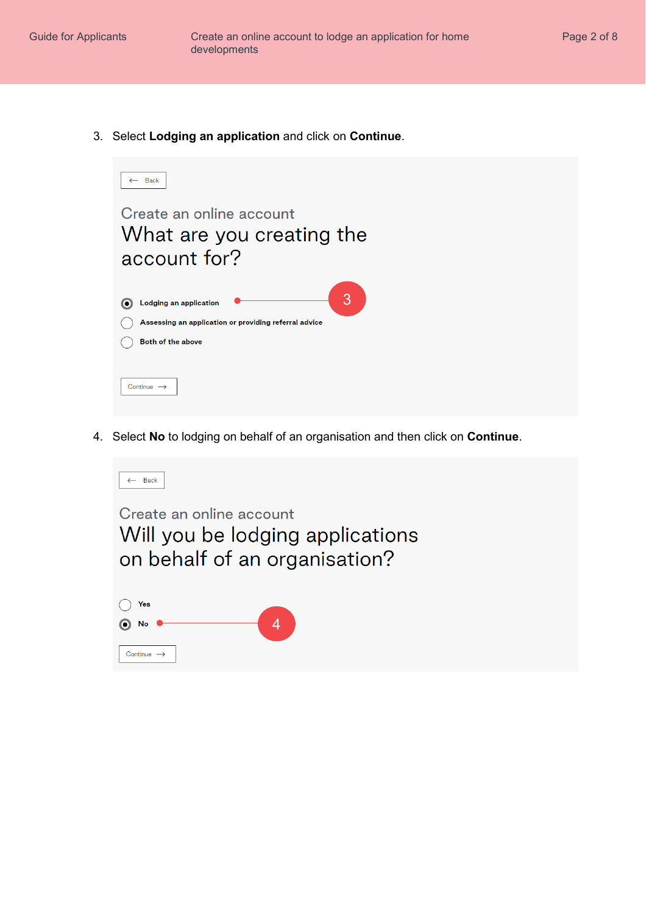3. Select **Lodging an application** and click on **Continue**.

← Back

Create an online account

What are you creating the account for?

- (•) Lodging an application (3)
- ( ) Assessing an application or providing referral advice
- ( ) Both of the above

Continue →

4. Select **No** to lodging on behalf of an organisation and then click on **Continue**.

← Back

Create an online account

Will you be lodging applications on behalf of an organisation?

- ( ) Yes
- (•) No (4)

Continue →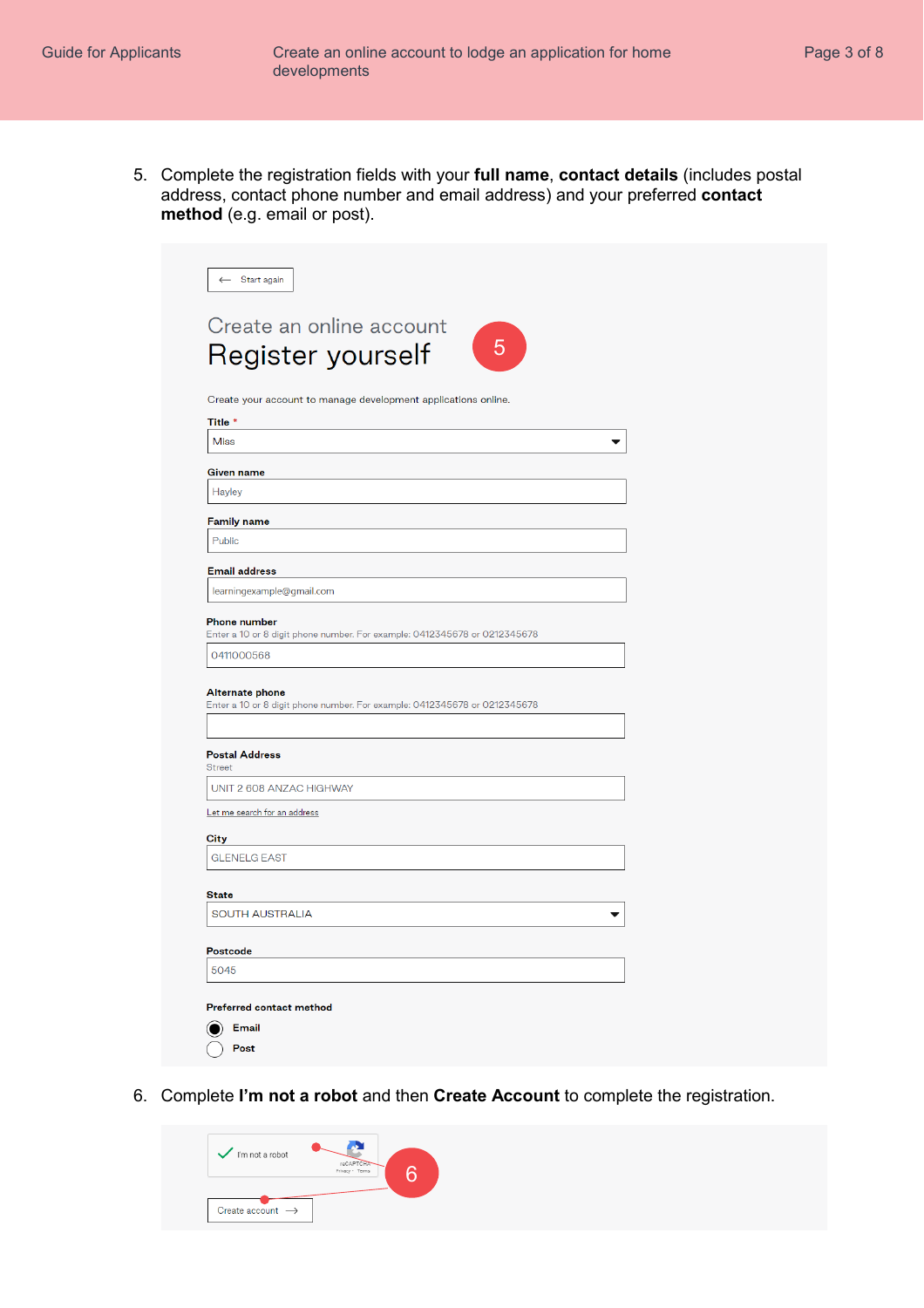5. Complete the registration fields with your **full name**, **contact details** (includes postal address, contact phone number and email address) and your preferred **contact method** (e.g. email or post).

Start again

Create an online account

Register yourself

5

Create your account to manage development applications online.

**Title** *

Miss

**Given name**

Hayley

**Family name**

Public

**Email address**

learningexample@gmail.com

**Phone number**

Enter a 10 or 8 digit phone number. For example: 0412345678 or 0212345678

0411000568

**Alternate phone**

Enter a 10 or 8 digit phone number. For example: 0412345678 or 0212345678

**Postal Address**

Street

UNIT 2 608 ANZAC HIGHWAY

Let me search for an address

**City**

GLENELG EAST

**State**

SOUTH AUSTRALIA

**Postcode**

5045

**Preferred contact method**

- Email
- Post

6. Complete **I'm not a robot** and then **Create Account** to complete the registration.

I'm not a robot

reCAPTCHA

Privacy - Terms

6

Create account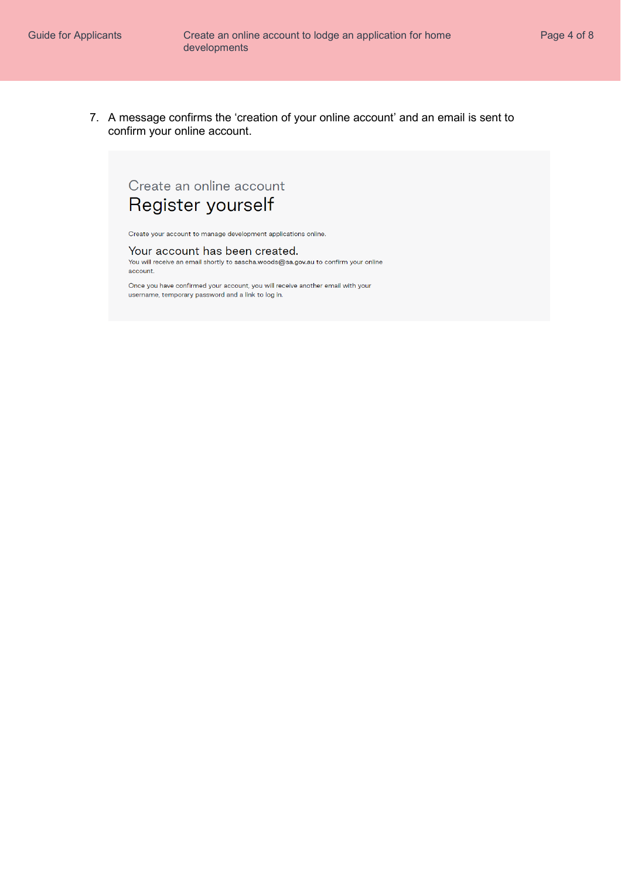7. A message confirms the 'creation of your online account' and an email is sent to confirm your online account.

Create an online account

## Register yourself

Create your account to manage development applications online.

### Your account has been created.

You will receive an email shortly to sascha.woods@sa.gov.au to confirm your online account.

Once you have confirmed your account, you will receive another email with your username, temporary password and a link to log in.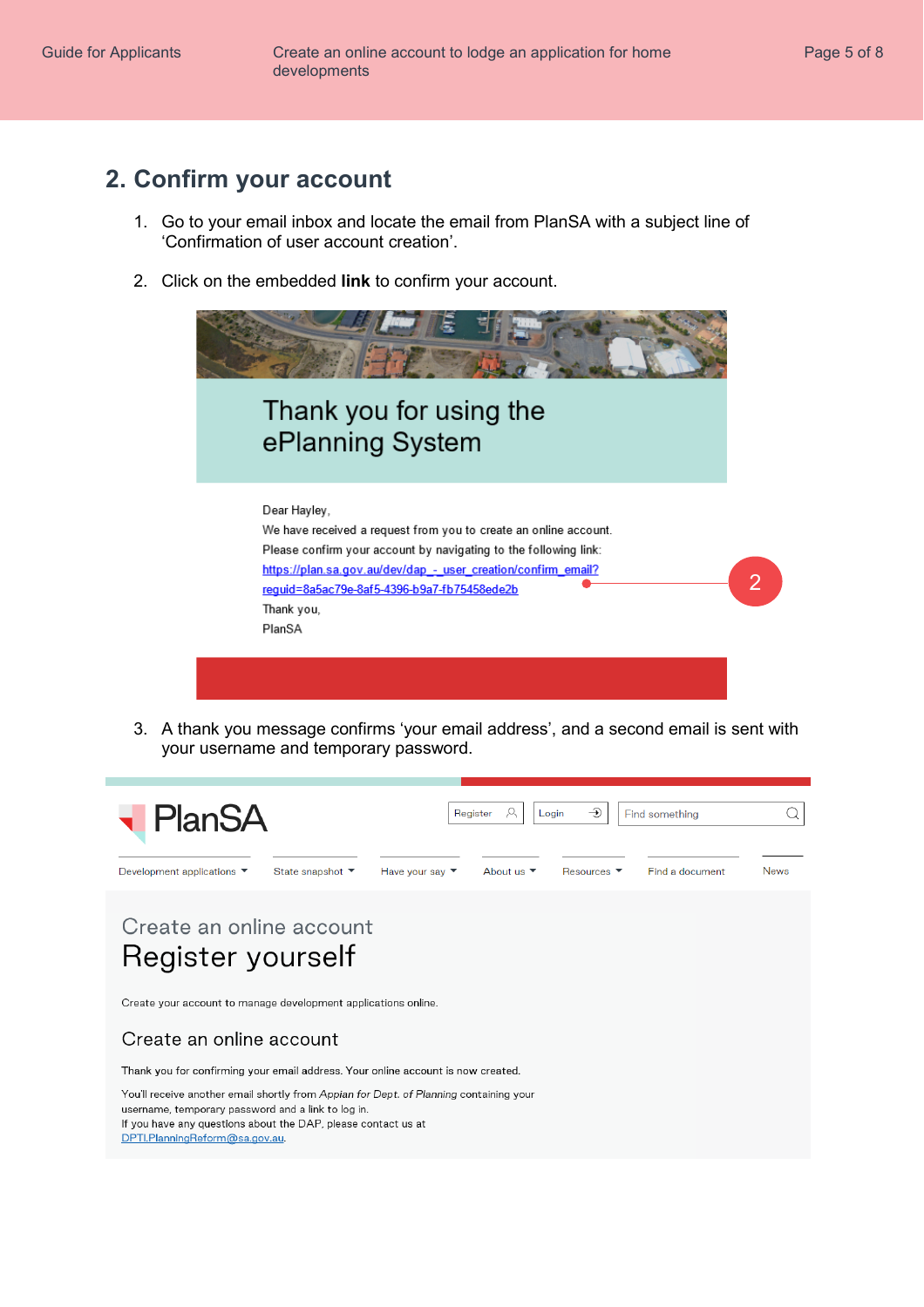## 2. Confirm your account

1. Go to your email inbox and locate the email from PlanSA with a subject line of 'Confirmation of user account creation'.
2. Click on the embedded **link** to confirm your account.

Thank you for using the ePlanning System

Dear Hayley,
We have received a request from you to create an online account.
Please confirm your account by navigating to the following link:
https://plan.sa.gov.au/dev/dap_-_user_creation/confirm_email?reguid=8a5ac79e-8af5-4396-b9a7-fb75458ede2b
Thank you,
PlanSA

2

3. A thank you message confirms 'your email address', and a second email is sent with your username and temporary password.

PlanSA

Register Login Find something

Development applications State snapshot Have your say About us Resources Find a document News

Create an online account

Register yourself

Create your account to manage development applications online.

Create an online account

Thank you for confirming your email address. Your online account is now created.

You'll receive another email shortly from *Appian for Dept. of Planning* containing your username, temporary password and a link to log in.
If you have any questions about the DAP, please contact us at DPTI.PlanningReform@sa.gov.au.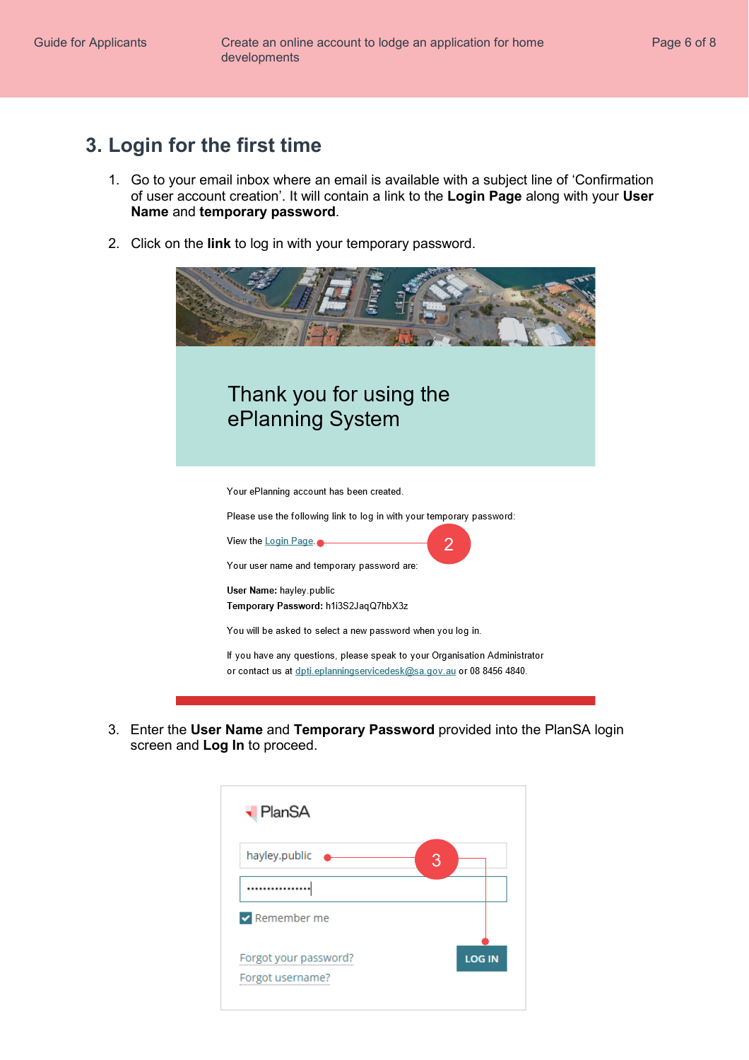## 3. Login for the first time

1. Go to your email inbox where an email is available with a subject line of 'Confirmation of user account creation'. It will contain a link to the **Login Page** along with your **User Name** and **temporary password**.

2. Click on the **link** to log in with your temporary password.

Thank you for using the ePlanning System

Your ePlanning account has been created.

Please use the following link to log in with your temporary password:

View the Login Page.

2

Your user name and temporary password are:

**User Name:** hayley.public
**Temporary Password:** h1i3S2JaqQ7hbX3z

You will be asked to select a new password when you log in.

If you have any questions, please speak to your Organisation Administrator or contact us at dpti.eplanningservicedesk@sa.gov.au or 08 8456 4840.

3. Enter the **User Name** and **Temporary Password** provided into the PlanSA login screen and **Log In** to proceed.

PlanSA

hayley.public

3

Remember me

Forgot your password?

Forgot username?

LOG IN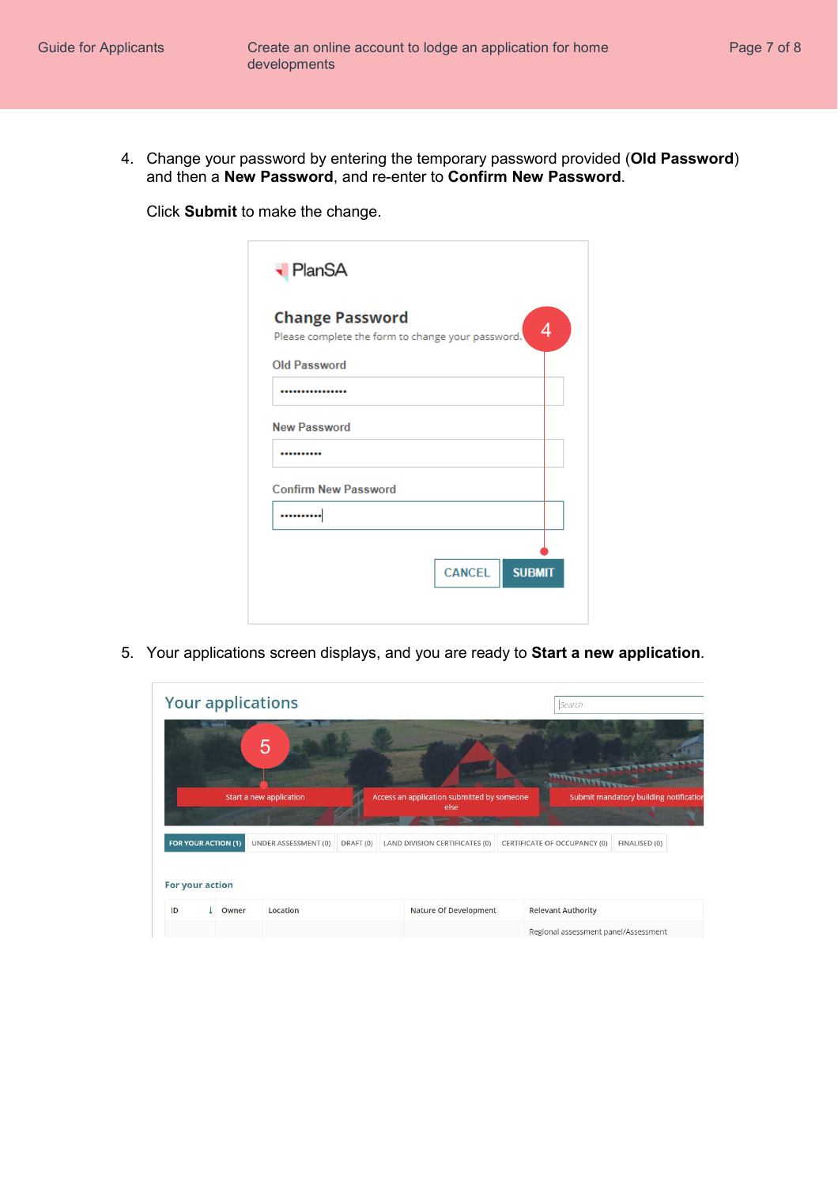4. Change your password by entering the temporary password provided (**Old Password**) and then a **New Password**, and re-enter to **Confirm New Password**.

   Click **Submit** to make the change.

5. Your applications screen displays, and you are ready to **Start a new application**.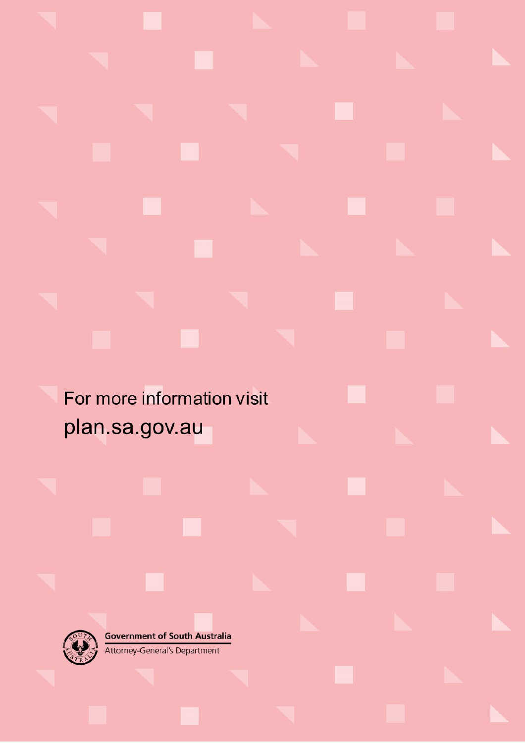For more information visit

plan.sa.gov.au

Government of South Australia

Attorney-General's Department